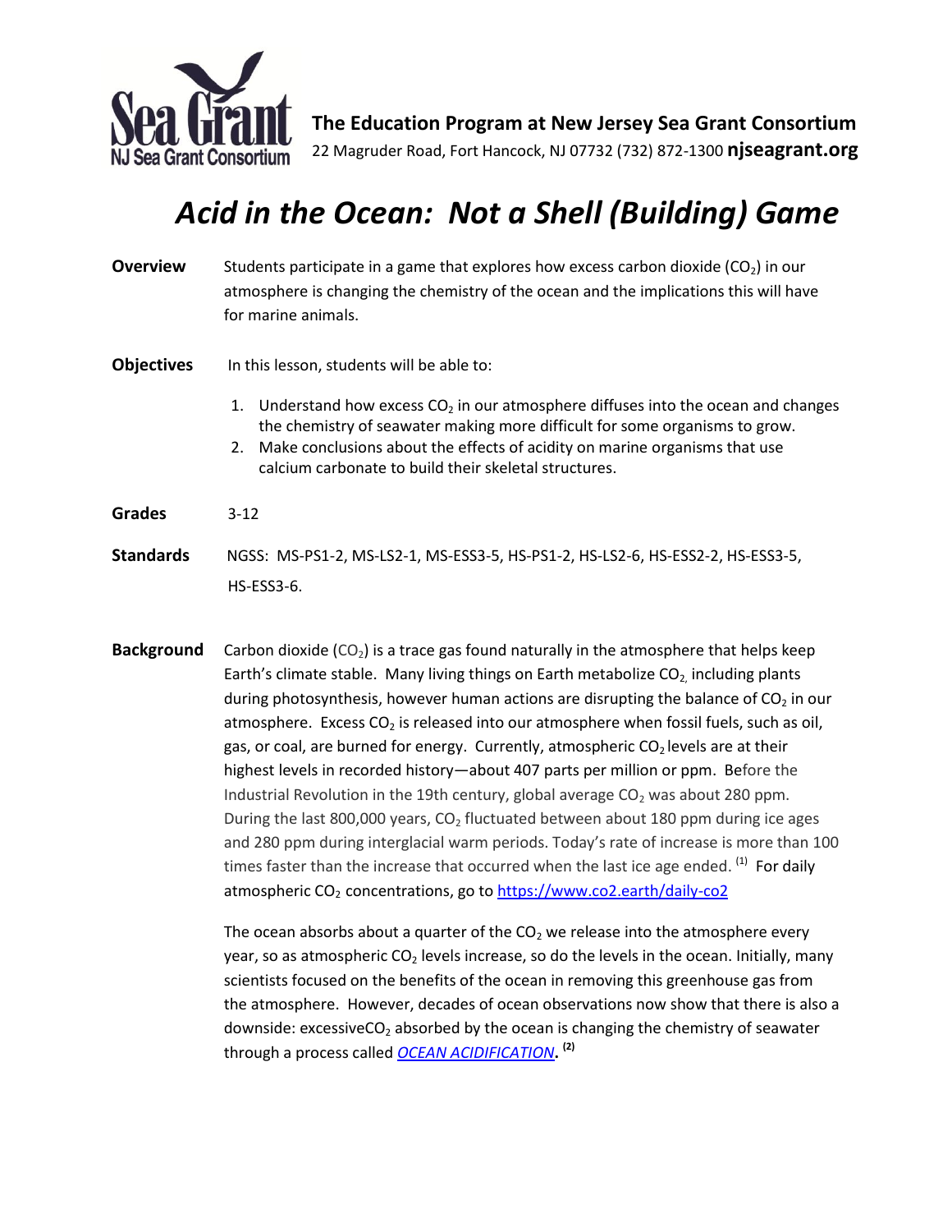**The Education Program at New Jersey Sea Grant Consortium**
22 Magruder Road, Fort Hancock, NJ 07732 (732) 872-1300 **njseagrant.org**

# *Acid in the Ocean: Not a Shell (Building) Game*

**Overview** Students participate in a game that explores how excess carbon dioxide ($CO_2$) in our atmosphere is changing the chemistry of the ocean and the implications this will have for marine animals.

**Objectives** In this lesson, students will be able to:

1. Understand how excess $CO_2$ in our atmosphere diffuses into the ocean and changes the chemistry of seawater making more difficult for some organisms to grow.
2. Make conclusions about the effects of acidity on marine organisms that use calcium carbonate to build their skeletal structures.

**Grades** 3-12

**Standards** NGSS: MS-PS1-2, MS-LS2-1, MS-ESS3-5, HS-PS1-2, HS-LS2-6, HS-ESS2-2, HS-ESS3-5, HS-ESS3-6.

**Background** Carbon dioxide ($CO_2$) is a trace gas found naturally in the atmosphere that helps keep Earth's climate stable. Many living things on Earth metabolize $CO_2$, including plants during photosynthesis, however human actions are disrupting the balance of $CO_2$ in our atmosphere. Excess $CO_2$ is released into our atmosphere when fossil fuels, such as oil, gas, or coal, are burned for energy. Currently, atmospheric $CO_2$ levels are at their highest levels in recorded history—about 407 parts per million or ppm. Before the Industrial Revolution in the 19th century, global average $CO_2$ was about 280 ppm. During the last 800,000 years, $CO_2$ fluctuated between about 180 ppm during ice ages and 280 ppm during interglacial warm periods. Today's rate of increase is more than 100 times faster than the increase that occurred when the last ice age ended. [(1)] For daily atmospheric $CO_2$ concentrations, go to https://www.co2.earth/daily-co2

The ocean absorbs about a quarter of the $CO_2$ we release into the atmosphere every year, so as atmospheric $CO_2$ levels increase, so do the levels in the ocean. Initially, many scientists focused on the benefits of the ocean in removing this greenhouse gas from the atmosphere. However, decades of ocean observations now show that there is also a downside: excessive$CO_2$ absorbed by the ocean is changing the chemistry of seawater through a process called *OCEAN ACIDIFICATION*. [(2)]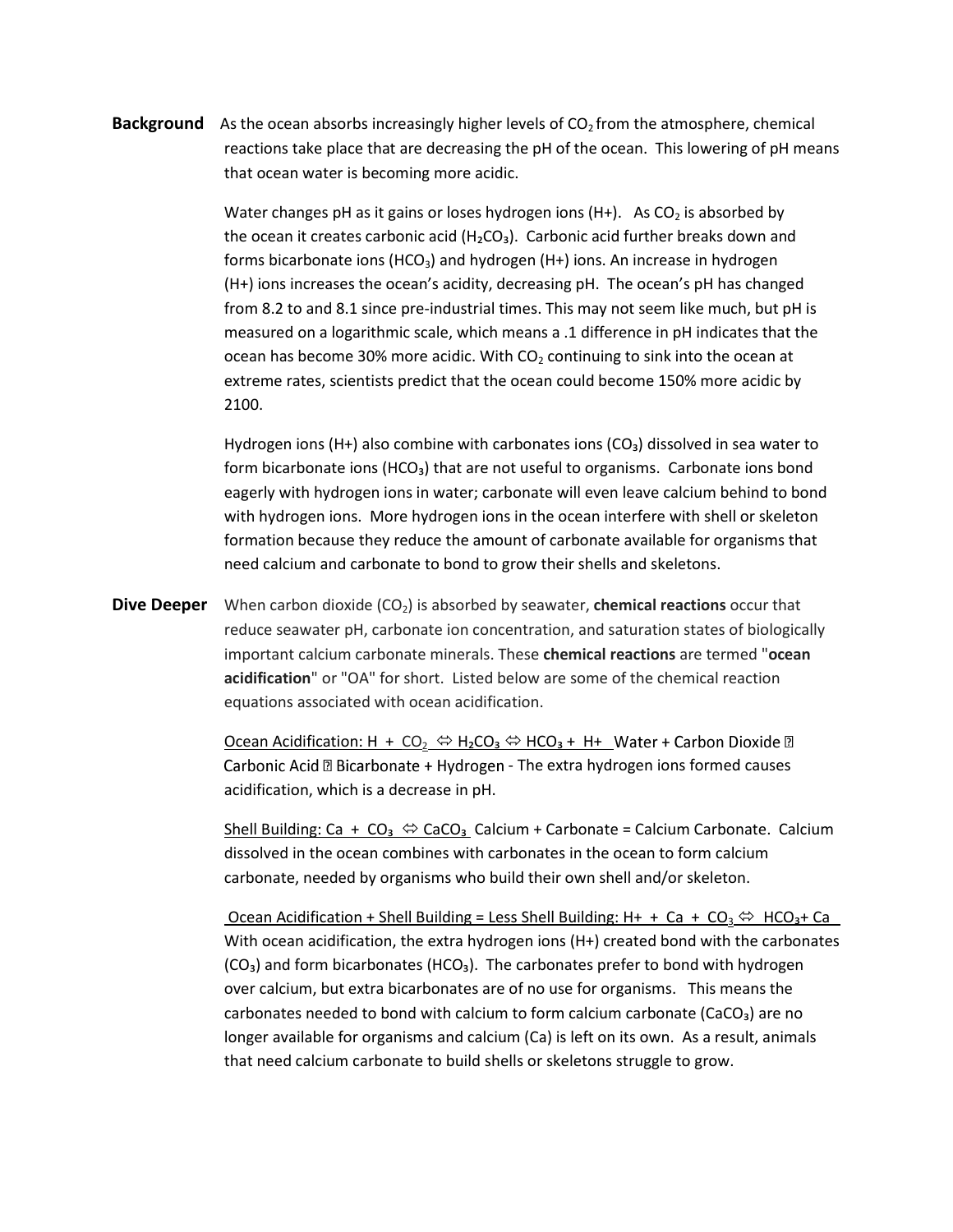**Background** As the ocean absorbs increasingly higher levels of $CO_2$ from the atmosphere, chemical reactions take place that are decreasing the pH of the ocean. This lowering of pH means that ocean water is becoming more acidic.

Water changes pH as it gains or loses hydrogen ions (H+). As $CO_2$ is absorbed by the ocean it creates carbonic acid ($H_2CO_3$). Carbonic acid further breaks down and forms bicarbonate ions ($HCO_3$) and hydrogen (H+) ions. An increase in hydrogen (H+) ions increases the ocean's acidity, decreasing pH. The ocean's pH has changed from 8.2 to and 8.1 since pre-industrial times. This may not seem like much, but pH is measured on a logarithmic scale, which means a .1 difference in pH indicates that the ocean has become 30% more acidic. With $CO_2$ continuing to sink into the ocean at extreme rates, scientists predict that the ocean could become 150% more acidic by 2100.

Hydrogen ions (H+) also combine with carbonates ions ($CO_3$) dissolved in sea water to form bicarbonate ions ($HCO_3$) that are not useful to organisms. Carbonate ions bond eagerly with hydrogen ions in water; carbonate will even leave calcium behind to bond with hydrogen ions. More hydrogen ions in the ocean interfere with shell or skeleton formation because they reduce the amount of carbonate available for organisms that need calcium and carbonate to bond to grow their shells and skeletons.

**Dive Deeper** When carbon dioxide ($CO_2$) is absorbed by seawater, **chemical reactions** occur that reduce seawater pH, carbonate ion concentration, and saturation states of biologically important calcium carbonate minerals. These **chemical reactions** are termed "**ocean acidification**" or "OA" for short. Listed below are some of the chemical reaction equations associated with ocean acidification.

Ocean Acidification: $H + CO_2 \Leftrightarrow H_2CO_3 \Leftrightarrow HCO_3 + H+$ Water + Carbon Dioxide ⇨ Carbonic Acid ⇨ Bicarbonate + Hydrogen - The extra hydrogen ions formed causes acidification, which is a decrease in pH.

Shell Building: $Ca + CO_3 \Leftrightarrow CaCO_3$ Calcium + Carbonate = Calcium Carbonate. Calcium dissolved in the ocean combines with carbonates in the ocean to form calcium carbonate, needed by organisms who build their own shell and/or skeleton.

Ocean Acidification + Shell Building = Less Shell Building: $H+ + Ca + CO_3 \Leftrightarrow HCO_3 + Ca$ With ocean acidification, the extra hydrogen ions (H+) created bond with the carbonates ($CO_3$) and form bicarbonates ($HCO_3$). The carbonates prefer to bond with hydrogen over calcium, but extra bicarbonates are of no use for organisms. This means the carbonates needed to bond with calcium to form calcium carbonate ($CaCO_3$) are no longer available for organisms and calcium (Ca) is left on its own. As a result, animals that need calcium carbonate to build shells or skeletons struggle to grow.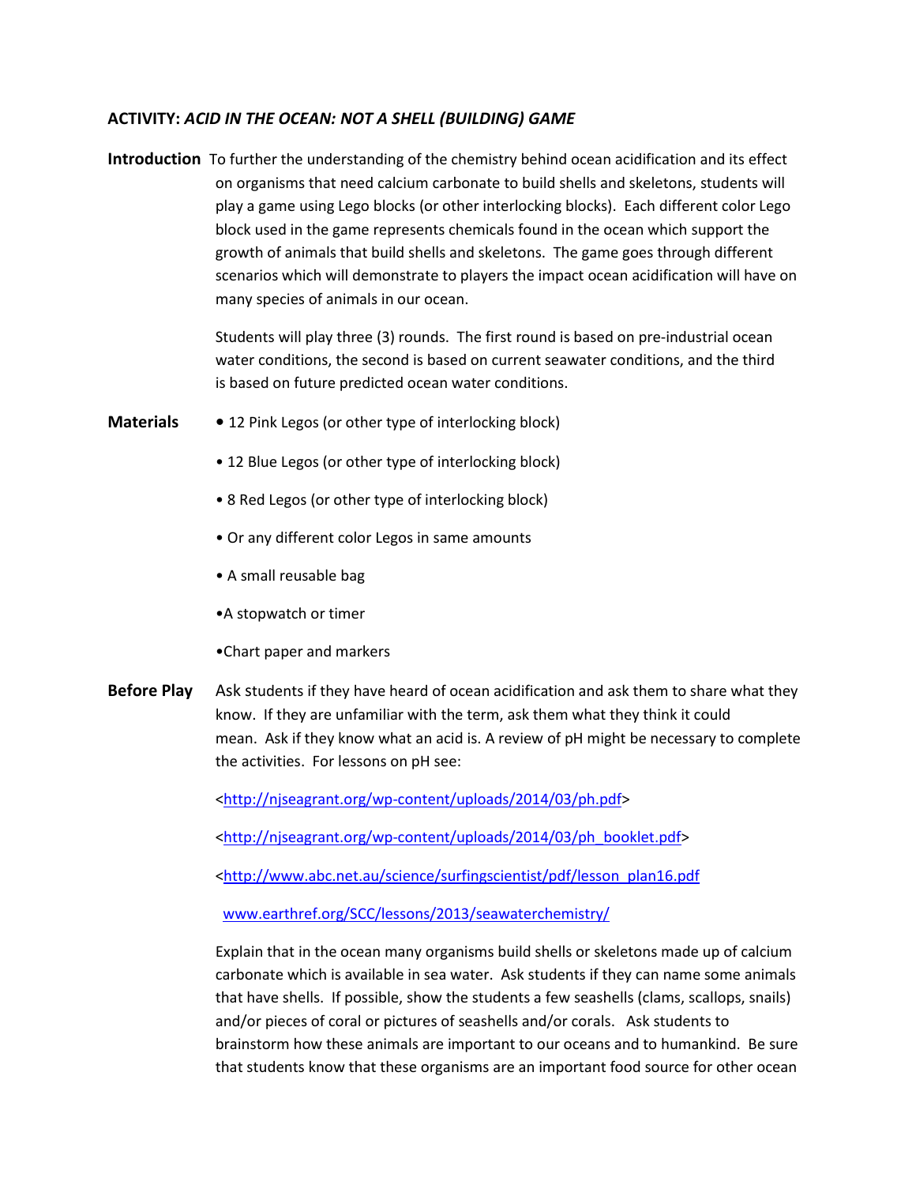### ACTIVITY: *ACID IN THE OCEAN: NOT A SHELL (BUILDING) GAME*

**Introduction** To further the understanding of the chemistry behind ocean acidification and its effect on organisms that need calcium carbonate to build shells and skeletons, students will play a game using Lego blocks (or other interlocking blocks). Each different color Lego block used in the game represents chemicals found in the ocean which support the growth of animals that build shells and skeletons. The game goes through different scenarios which will demonstrate to players the impact ocean acidification will have on many species of animals in our ocean.

Students will play three (3) rounds. The first round is based on pre-industrial ocean water conditions, the second is based on current seawater conditions, and the third is based on future predicted ocean water conditions.

**Materials**

- 12 Pink Legos (or other type of interlocking block)
- 12 Blue Legos (or other type of interlocking block)
- 8 Red Legos (or other type of interlocking block)
- Or any different color Legos in same amounts
- A small reusable bag
- A stopwatch or timer
- Chart paper and markers

**Before Play** Ask students if they have heard of ocean acidification and ask them to share what they know. If they are unfamiliar with the term, ask them what they think it could mean. Ask if they know what an acid is. A review of pH might be necessary to complete the activities. For lessons on pH see:

<http://njseagrant.org/wp-content/uploads/2014/03/ph.pdf>

<http://njseagrant.org/wp-content/uploads/2014/03/ph_booklet.pdf>

<http://www.abc.net.au/science/surfingscientist/pdf/lesson_plan16.pdf

www.earthref.org/SCC/lessons/2013/seawaterchemistry/

Explain that in the ocean many organisms build shells or skeletons made up of calcium carbonate which is available in sea water. Ask students if they can name some animals that have shells. If possible, show the students a few seashells (clams, scallops, snails) and/or pieces of coral or pictures of seashells and/or corals. Ask students to brainstorm how these animals are important to our oceans and to humankind. Be sure that students know that these organisms are an important food source for other ocean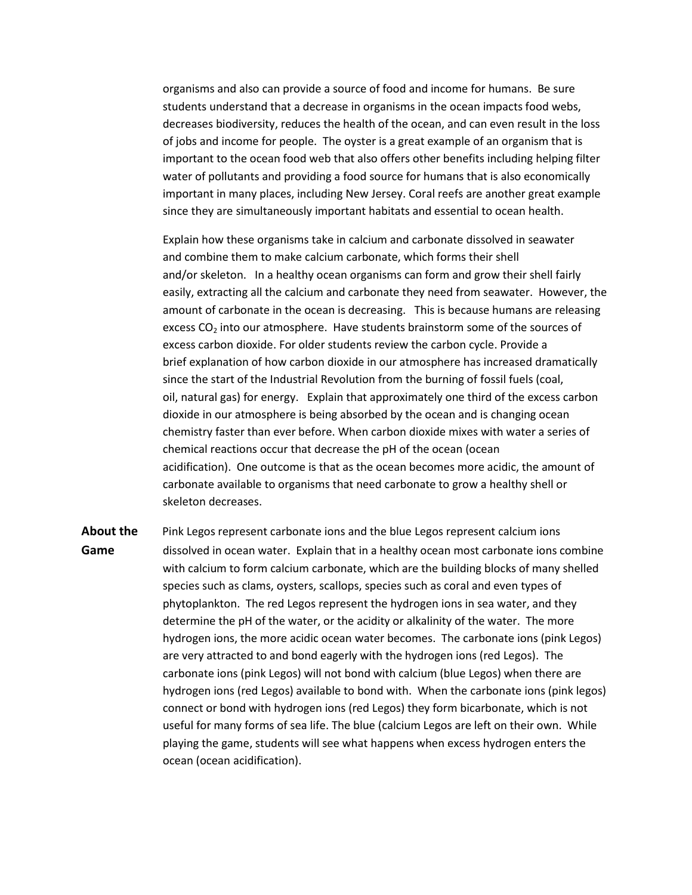organisms and also can provide a source of food and income for humans. Be sure students understand that a decrease in organisms in the ocean impacts food webs, decreases biodiversity, reduces the health of the ocean, and can even result in the loss of jobs and income for people. The oyster is a great example of an organism that is important to the ocean food web that also offers other benefits including helping filter water of pollutants and providing a food source for humans that is also economically important in many places, including New Jersey. Coral reefs are another great example since they are simultaneously important habitats and essential to ocean health.

Explain how these organisms take in calcium and carbonate dissolved in seawater and combine them to make calcium carbonate, which forms their shell and/or skeleton. In a healthy ocean organisms can form and grow their shell fairly easily, extracting all the calcium and carbonate they need from seawater. However, the amount of carbonate in the ocean is decreasing. This is because humans are releasing excess $CO_2$ into our atmosphere. Have students brainstorm some of the sources of excess carbon dioxide. For older students review the carbon cycle. Provide a brief explanation of how carbon dioxide in our atmosphere has increased dramatically since the start of the Industrial Revolution from the burning of fossil fuels (coal, oil, natural gas) for energy. Explain that approximately one third of the excess carbon dioxide in our atmosphere is being absorbed by the ocean and is changing ocean chemistry faster than ever before. When carbon dioxide mixes with water a series of chemical reactions occur that decrease the pH of the ocean (ocean acidification). One outcome is that as the ocean becomes more acidic, the amount of carbonate available to organisms that need carbonate to grow a healthy shell or skeleton decreases.

**About the Game**

Pink Legos represent carbonate ions and the blue Legos represent calcium ions dissolved in ocean water. Explain that in a healthy ocean most carbonate ions combine with calcium to form calcium carbonate, which are the building blocks of many shelled species such as clams, oysters, scallops, species such as coral and even types of phytoplankton. The red Legos represent the hydrogen ions in sea water, and they determine the pH of the water, or the acidity or alkalinity of the water. The more hydrogen ions, the more acidic ocean water becomes. The carbonate ions (pink Legos) are very attracted to and bond eagerly with the hydrogen ions (red Legos). The carbonate ions (pink Legos) will not bond with calcium (blue Legos) when there are hydrogen ions (red Legos) available to bond with. When the carbonate ions (pink legos) connect or bond with hydrogen ions (red Legos) they form bicarbonate, which is not useful for many forms of sea life. The blue (calcium Legos are left on their own. While playing the game, students will see what happens when excess hydrogen enters the ocean (ocean acidification).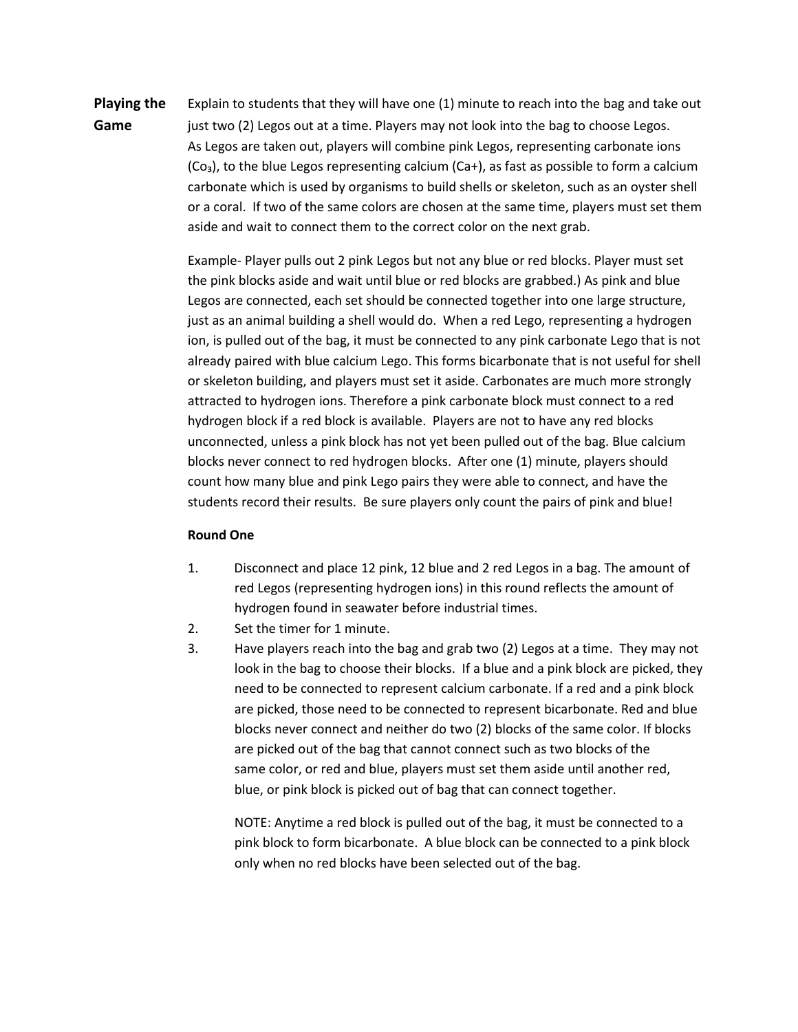**Playing the Game**

Explain to students that they will have one (1) minute to reach into the bag and take out just two (2) Legos out at a time. Players may not look into the bag to choose Legos. As Legos are taken out, players will combine pink Legos, representing carbonate ions ($Co_3$), to the blue Legos representing calcium ($Ca+$), as fast as possible to form a calcium carbonate which is used by organisms to build shells or skeleton, such as an oyster shell or a coral. If two of the same colors are chosen at the same time, players must set them aside and wait to connect them to the correct color on the next grab.

Example- Player pulls out 2 pink Legos but not any blue or red blocks. Player must set the pink blocks aside and wait until blue or red blocks are grabbed.) As pink and blue Legos are connected, each set should be connected together into one large structure, just as an animal building a shell would do. When a red Lego, representing a hydrogen ion, is pulled out of the bag, it must be connected to any pink carbonate Lego that is not already paired with blue calcium Lego. This forms bicarbonate that is not useful for shell or skeleton building, and players must set it aside. Carbonates are much more strongly attracted to hydrogen ions. Therefore a pink carbonate block must connect to a red hydrogen block if a red block is available. Players are not to have any red blocks unconnected, unless a pink block has not yet been pulled out of the bag. Blue calcium blocks never connect to red hydrogen blocks. After one (1) minute, players should count how many blue and pink Lego pairs they were able to connect, and have the students record their results. Be sure players only count the pairs of pink and blue!

**Round One**

1. Disconnect and place 12 pink, 12 blue and 2 red Legos in a bag. The amount of red Legos (representing hydrogen ions) in this round reflects the amount of hydrogen found in seawater before industrial times.
2. Set the timer for 1 minute.
3. Have players reach into the bag and grab two (2) Legos at a time. They may not look in the bag to choose their blocks. If a blue and a pink block are picked, they need to be connected to represent calcium carbonate. If a red and a pink block are picked, those need to be connected to represent bicarbonate. Red and blue blocks never connect and neither do two (2) blocks of the same color. If blocks are picked out of the bag that cannot connect such as two blocks of the same color, or red and blue, players must set them aside until another red, blue, or pink block is picked out of bag that can connect together.

   NOTE: Anytime a red block is pulled out of the bag, it must be connected to a pink block to form bicarbonate. A blue block can be connected to a pink block only when no red blocks have been selected out of the bag.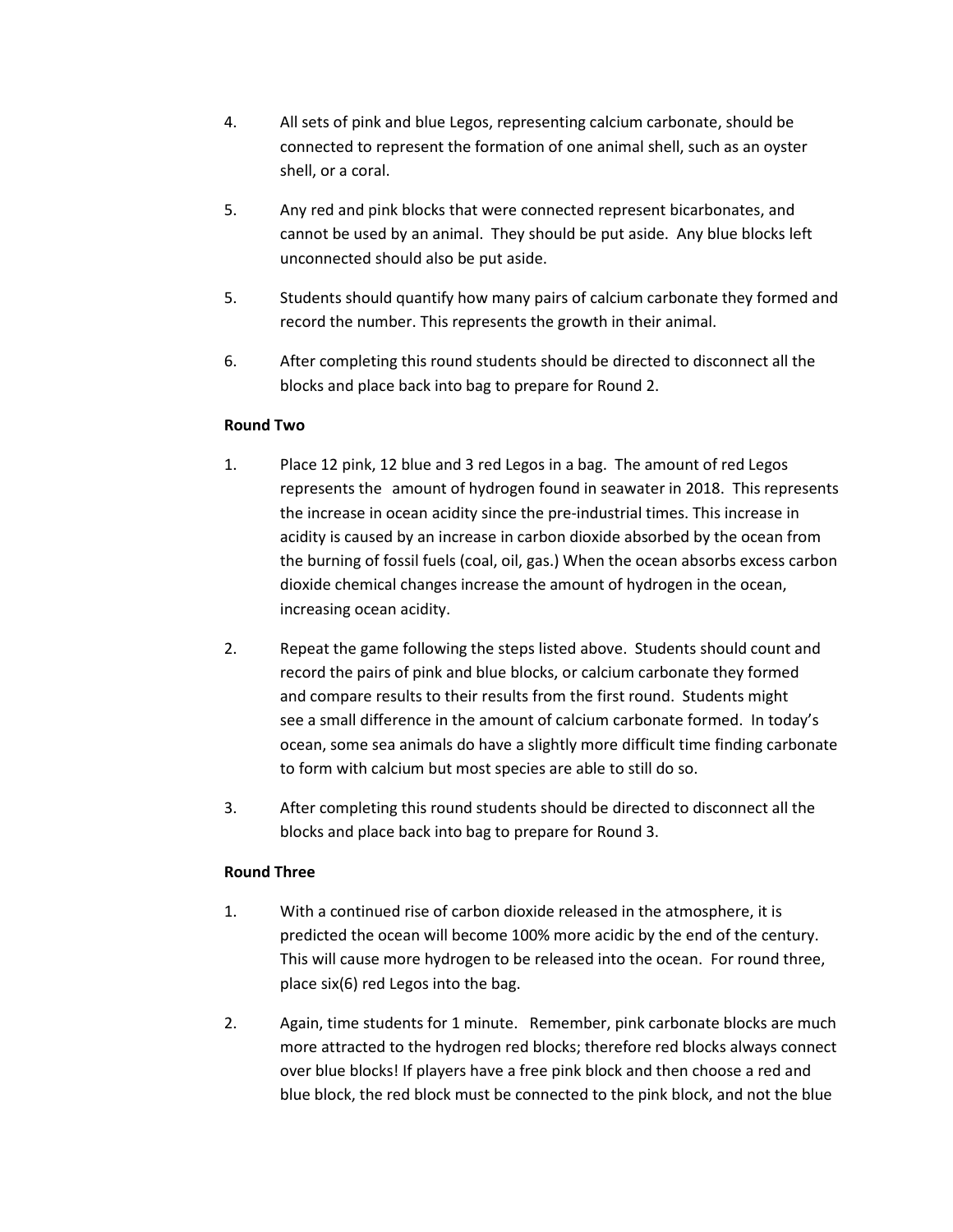4. All sets of pink and blue Legos, representing calcium carbonate, should be connected to represent the formation of one animal shell, such as an oyster shell, or a coral.

5. Any red and pink blocks that were connected represent bicarbonates, and cannot be used by an animal. They should be put aside. Any blue blocks left unconnected should also be put aside.

5. Students should quantify how many pairs of calcium carbonate they formed and record the number. This represents the growth in their animal.

6. After completing this round students should be directed to disconnect all the blocks and place back into bag to prepare for Round 2.

**Round Two**

1. Place 12 pink, 12 blue and 3 red Legos in a bag. The amount of red Legos represents the amount of hydrogen found in seawater in 2018. This represents the increase in ocean acidity since the pre-industrial times. This increase in acidity is caused by an increase in carbon dioxide absorbed by the ocean from the burning of fossil fuels (coal, oil, gas.) When the ocean absorbs excess carbon dioxide chemical changes increase the amount of hydrogen in the ocean, increasing ocean acidity.

2. Repeat the game following the steps listed above. Students should count and record the pairs of pink and blue blocks, or calcium carbonate they formed and compare results to their results from the first round. Students might see a small difference in the amount of calcium carbonate formed. In today's ocean, some sea animals do have a slightly more difficult time finding carbonate to form with calcium but most species are able to still do so.

3. After completing this round students should be directed to disconnect all the blocks and place back into bag to prepare for Round 3.

**Round Three**

1. With a continued rise of carbon dioxide released in the atmosphere, it is predicted the ocean will become 100% more acidic by the end of the century. This will cause more hydrogen to be released into the ocean. For round three, place six(6) red Legos into the bag.

2. Again, time students for 1 minute. Remember, pink carbonate blocks are much more attracted to the hydrogen red blocks; therefore red blocks always connect over blue blocks! If players have a free pink block and then choose a red and blue block, the red block must be connected to the pink block, and not the blue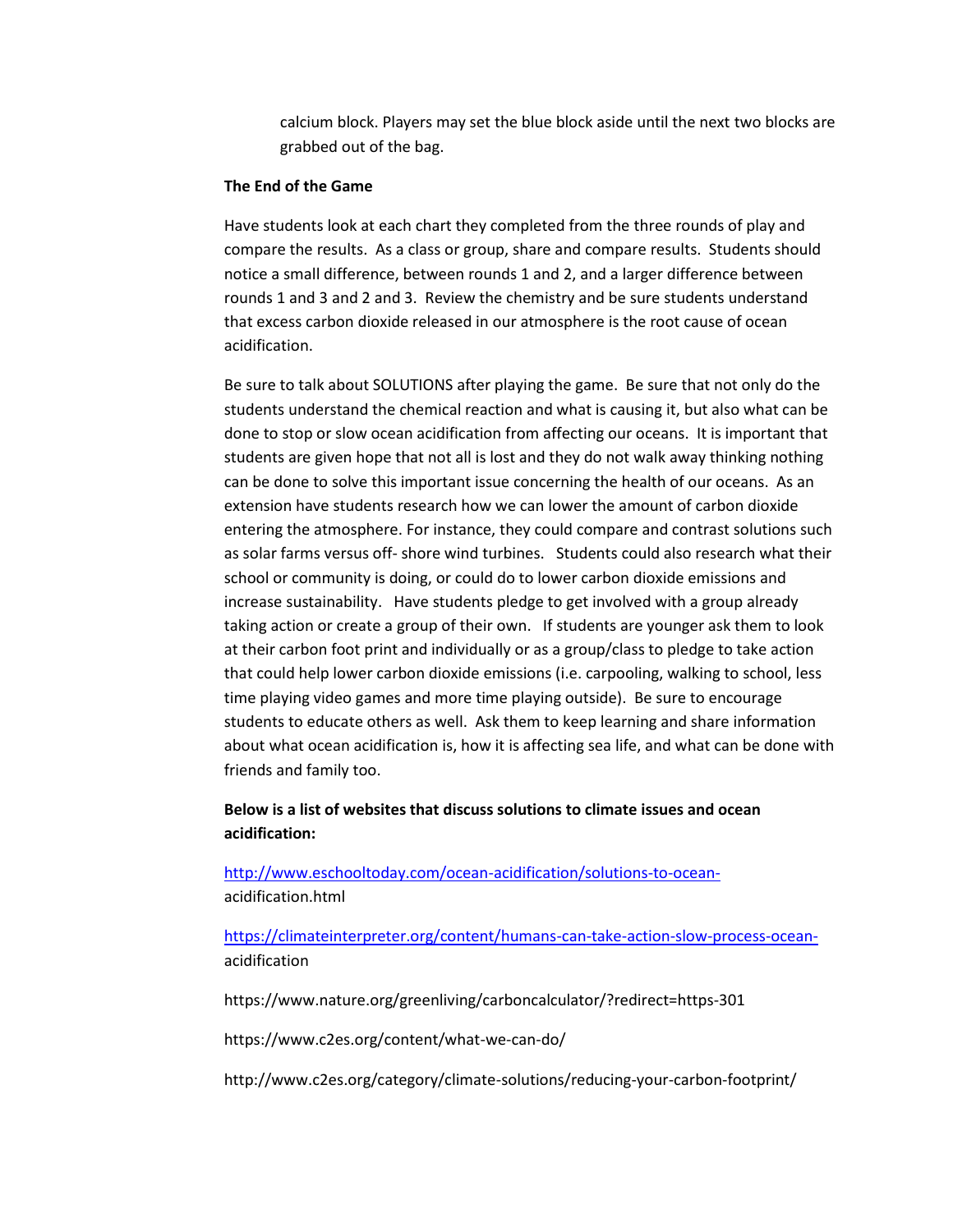calcium block. Players may set the blue block aside until the next two blocks are grabbed out of the bag.

**The End of the Game**

Have students look at each chart they completed from the three rounds of play and compare the results. As a class or group, share and compare results. Students should notice a small difference, between rounds 1 and 2, and a larger difference between rounds 1 and 3 and 2 and 3. Review the chemistry and be sure students understand that excess carbon dioxide released in our atmosphere is the root cause of ocean acidification.

Be sure to talk about SOLUTIONS after playing the game. Be sure that not only do the students understand the chemical reaction and what is causing it, but also what can be done to stop or slow ocean acidification from affecting our oceans. It is important that students are given hope that not all is lost and they do not walk away thinking nothing can be done to solve this important issue concerning the health of our oceans. As an extension have students research how we can lower the amount of carbon dioxide entering the atmosphere. For instance, they could compare and contrast solutions such as solar farms versus off- shore wind turbines. Students could also research what their school or community is doing, or could do to lower carbon dioxide emissions and increase sustainability. Have students pledge to get involved with a group already taking action or create a group of their own. If students are younger ask them to look at their carbon foot print and individually or as a group/class to pledge to take action that could help lower carbon dioxide emissions (i.e. carpooling, walking to school, less time playing video games and more time playing outside). Be sure to encourage students to educate others as well. Ask them to keep learning and share information about what ocean acidification is, how it is affecting sea life, and what can be done with friends and family too.

**Below is a list of websites that discuss solutions to climate issues and ocean acidification:**

http://www.eschooltoday.com/ocean-acidification/solutions-to-ocean-acidification.html

https://climateinterpreter.org/content/humans-can-take-action-slow-process-ocean-acidification

https://www.nature.org/greenliving/carboncalculator/?redirect=https-301

https://www.c2es.org/content/what-we-can-do/

http://www.c2es.org/category/climate-solutions/reducing-your-carbon-footprint/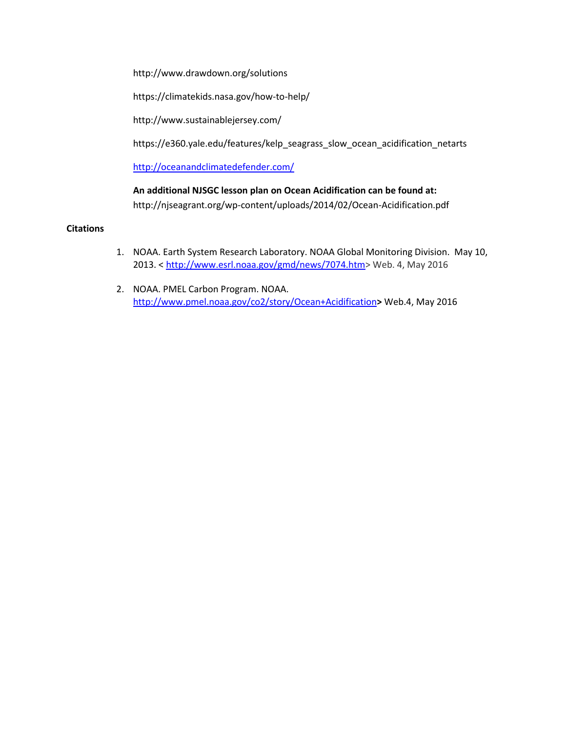http://www.drawdown.org/solutions

https://climatekids.nasa.gov/how-to-help/

http://www.sustainablejersey.com/

https://e360.yale.edu/features/kelp_seagrass_slow_ocean_acidification_netarts

http://oceanandclimatedefender.com/

**An additional NJSGC lesson plan on Ocean Acidification can be found at:**
http://njseagrant.org/wp-content/uploads/2014/02/Ocean-Acidification.pdf

**Citations**

1. NOAA. Earth System Research Laboratory. NOAA Global Monitoring Division. May 10, 2013. < http://www.esrl.noaa.gov/gmd/news/7074.htm> Web. 4, May 2016

2. NOAA. PMEL Carbon Program. NOAA. http://www.pmel.noaa.gov/co2/story/Ocean+Acidification**>** Web.4, May 2016